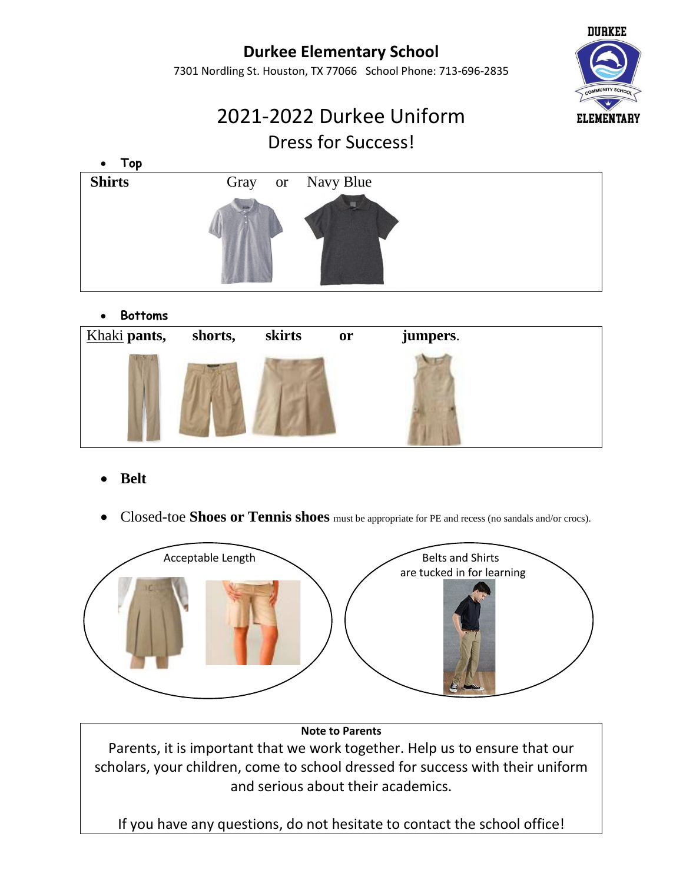# Durkee Elementary School

7301 Nordling St. Houston, TX 77066 School Phone: 713-696-2835

DURKEE COMMUNITY SCHOOL ELEMENTARY

## 2021-2022 Durkee Uniform

### Dress for Success!

- **Top**

**Shirts** Gray or Navy Blue

- **Bottoms**

Khaki **pants, shorts, skirts or jumpers**.

- **Belt**

- Closed-toe **Shoes or Tennis shoes** must be appropriate for PE and recess (no sandals and/or crocs).

Acceptable Length

Belts and Shirts are tucked in for learning

**Note to Parents**

Parents, it is important that we work together. Help us to ensure that our scholars, your children, come to school dressed for success with their uniform and serious about their academics.

If you have any questions, do not hesitate to contact the school office!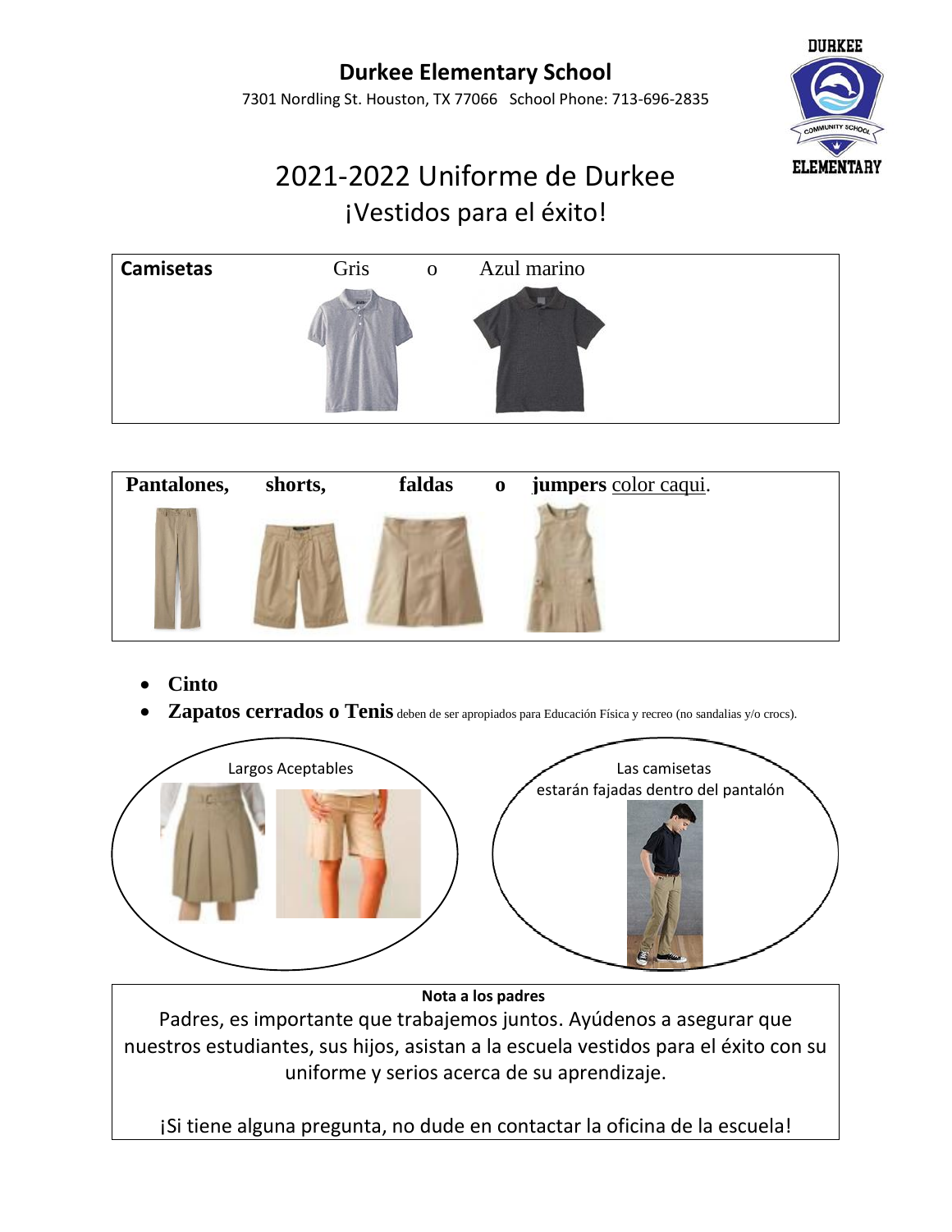# Durkee Elementary School

7301 Nordling St. Houston, TX 77066 School Phone: 713-696-2835

DURKEE COMMUNITY SCHOOL ELEMENTARY

## 2021-2022 Uniforme de Durkee

### ¡Vestidos para el éxito!

**Camisetas** Gris o Azul marino

**Pantalones, shorts, faldas o jumpers** color caqui.

- **Cinto**
- **Zapatos cerrados o Tenis** deben de ser apropiados para Educación Física y recreo (no sandalias y/o crocs).

Largos Aceptables

Las camisetas estarán fajadas dentro del pantalón

**Nota a los padres**

Padres, es importante que trabajemos juntos. Ayúdenos a asegurar que nuestros estudiantes, sus hijos, asistan a la escuela vestidos para el éxito con su uniforme y serios acerca de su aprendizaje.

¡Si tiene alguna pregunta, no dude en contactar la oficina de la escuela!